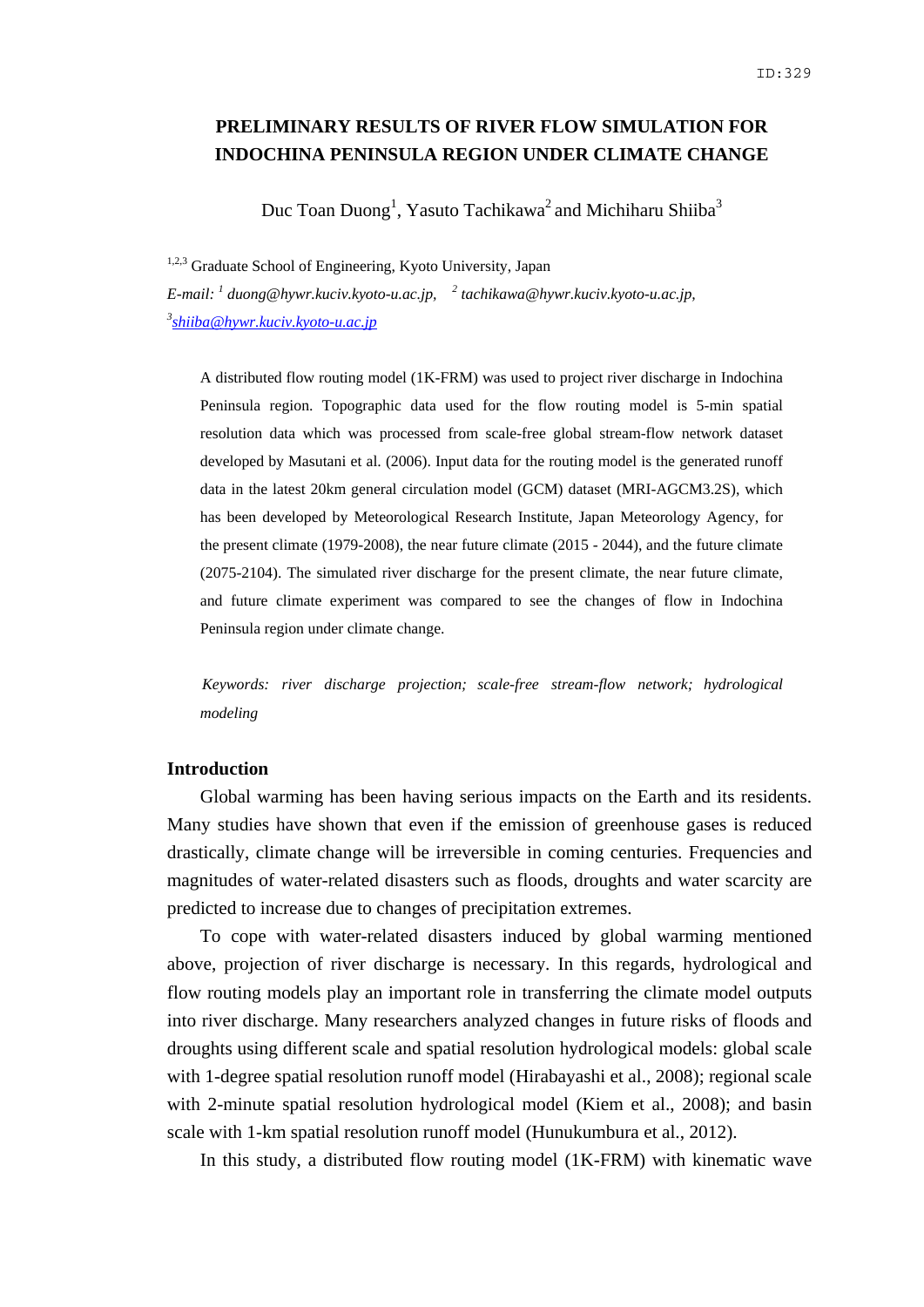ID:329

# PRELIMINARY RESULTS OF RIVER FLOW SIMULATION FOR INDOCHINA PENINSULA REGION UNDER CLIMATE CHANGE

Duc Toan Duong[1], Yasuto Tachikawa[2] and Michiharu Shiiba[3]

[1,2,3] Graduate School of Engineering, Kyoto University, Japan

*E-mail:* [1] *duong@hywr.kuciv.kyoto-u.ac.jp,* [2] *tachikawa@hywr.kuciv.kyoto-u.ac.jp,* [3]*shiiba@hywr.kuciv.kyoto-u.ac.jp*

A distributed flow routing model (1K-FRM) was used to project river discharge in Indochina Peninsula region. Topographic data used for the flow routing model is 5-min spatial resolution data which was processed from scale-free global stream-flow network dataset developed by Masutani et al. (2006). Input data for the routing model is the generated runoff data in the latest 20km general circulation model (GCM) dataset (MRI-AGCM3.2S), which has been developed by Meteorological Research Institute, Japan Meteorology Agency, for the present climate (1979-2008), the near future climate (2015 - 2044), and the future climate (2075-2104). The simulated river discharge for the present climate, the near future climate, and future climate experiment was compared to see the changes of flow in Indochina Peninsula region under climate change.

*Keywords: river discharge projection; scale-free stream-flow network; hydrological modeling*

## Introduction

Global warming has been having serious impacts on the Earth and its residents. Many studies have shown that even if the emission of greenhouse gases is reduced drastically, climate change will be irreversible in coming centuries. Frequencies and magnitudes of water-related disasters such as floods, droughts and water scarcity are predicted to increase due to changes of precipitation extremes.

To cope with water-related disasters induced by global warming mentioned above, projection of river discharge is necessary. In this regards, hydrological and flow routing models play an important role in transferring the climate model outputs into river discharge. Many researchers analyzed changes in future risks of floods and droughts using different scale and spatial resolution hydrological models: global scale with 1-degree spatial resolution runoff model (Hirabayashi et al., 2008); regional scale with 2-minute spatial resolution hydrological model (Kiem et al., 2008); and basin scale with 1-km spatial resolution runoff model (Hunukumbura et al., 2012).

In this study, a distributed flow routing model (1K-FRM) with kinematic wave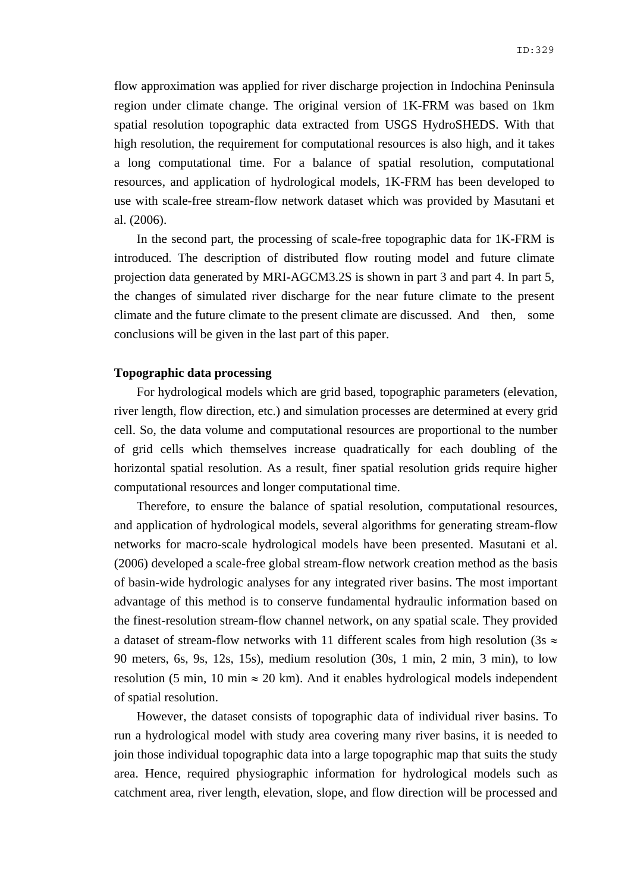flow approximation was applied for river discharge projection in Indochina Peninsula region under climate change. The original version of 1K-FRM was based on 1km spatial resolution topographic data extracted from USGS HydroSHEDS. With that high resolution, the requirement for computational resources is also high, and it takes a long computational time. For a balance of spatial resolution, computational resources, and application of hydrological models, 1K-FRM has been developed to use with scale-free stream-flow network dataset which was provided by Masutani et al. (2006).

In the second part, the processing of scale-free topographic data for 1K-FRM is introduced. The description of distributed flow routing model and future climate projection data generated by MRI-AGCM3.2S is shown in part 3 and part 4. In part 5, the changes of simulated river discharge for the near future climate to the present climate and the future climate to the present climate are discussed. And then, some conclusions will be given in the last part of this paper.

**Topographic data processing**

For hydrological models which are grid based, topographic parameters (elevation, river length, flow direction, etc.) and simulation processes are determined at every grid cell. So, the data volume and computational resources are proportional to the number of grid cells which themselves increase quadratically for each doubling of the horizontal spatial resolution. As a result, finer spatial resolution grids require higher computational resources and longer computational time.

Therefore, to ensure the balance of spatial resolution, computational resources, and application of hydrological models, several algorithms for generating stream-flow networks for macro-scale hydrological models have been presented. Masutani et al. (2006) developed a scale-free global stream-flow network creation method as the basis of basin-wide hydrologic analyses for any integrated river basins. The most important advantage of this method is to conserve fundamental hydraulic information based on the finest-resolution stream-flow channel network, on any spatial scale. They provided a dataset of stream-flow networks with 11 different scales from high resolution (3s $\approx$ 90 meters, 6s, 9s, 12s, 15s), medium resolution (30s, 1 min, 2 min, 3 min), to low resolution (5 min, 10 min $\approx$ 20 km). And it enables hydrological models independent of spatial resolution.

However, the dataset consists of topographic data of individual river basins. To run a hydrological model with study area covering many river basins, it is needed to join those individual topographic data into a large topographic map that suits the study area. Hence, required physiographic information for hydrological models such as catchment area, river length, elevation, slope, and flow direction will be processed and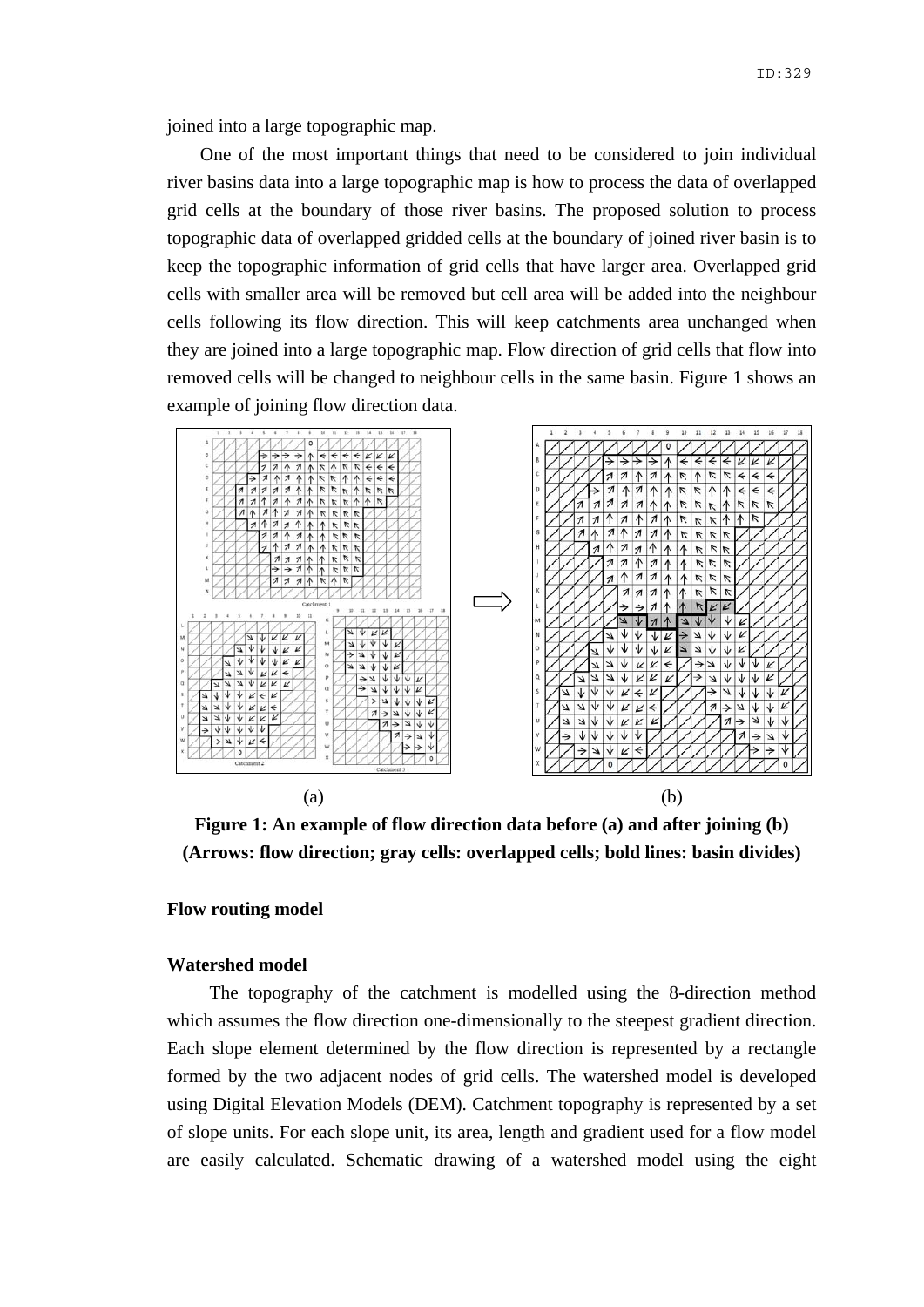joined into a large topographic map.

One of the most important things that need to be considered to join individual river basins data into a large topographic map is how to process the data of overlapped grid cells at the boundary of those river basins. The proposed solution to process topographic data of overlapped gridded cells at the boundary of joined river basin is to keep the topographic information of grid cells that have larger area. Overlapped grid cells with smaller area will be removed but cell area will be added into the neighbour cells following its flow direction. This will keep catchments area unchanged when they are joined into a large topographic map. Flow direction of grid cells that flow into removed cells will be changed to neighbour cells in the same basin. Figure 1 shows an example of joining flow direction data.

(a) (b)

**Figure 1: An example of flow direction data before (a) and after joining (b) (Arrows: flow direction; gray cells: overlapped cells; bold lines: basin divides)**

**Flow routing model**

**Watershed model**

The topography of the catchment is modelled using the 8-direction method which assumes the flow direction one-dimensionally to the steepest gradient direction. Each slope element determined by the flow direction is represented by a rectangle formed by the two adjacent nodes of grid cells. The watershed model is developed using Digital Elevation Models (DEM). Catchment topography is represented by a set of slope units. For each slope unit, its area, length and gradient used for a flow model are easily calculated. Schematic drawing of a watershed model using the eight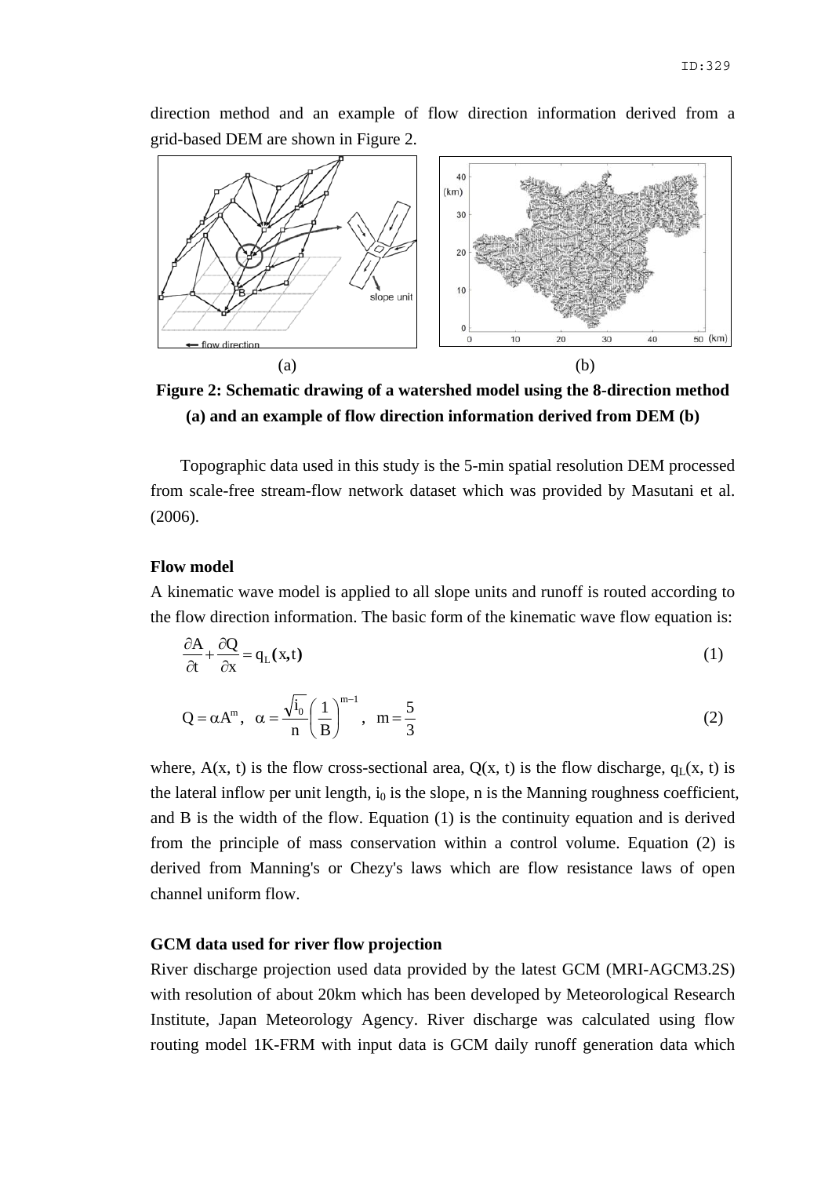direction method and an example of flow direction information derived from a grid-based DEM are shown in Figure 2.

(a) (b)

**Figure 2: Schematic drawing of a watershed model using the 8-direction method (a) and an example of flow direction information derived from DEM (b)**

Topographic data used in this study is the 5-min spatial resolution DEM processed from scale-free stream-flow network dataset which was provided by Masutani et al. (2006).

**Flow model**

A kinematic wave model is applied to all slope units and runoff is routed according to the flow direction information. The basic form of the kinematic wave flow equation is:

$$\frac{\partial A}{\partial t} + \frac{\partial Q}{\partial x} = q_L(x,t) \tag{1}$$

$$Q = \alpha A^m, \quad \alpha = \frac{\sqrt{i_0}}{n}\left(\frac{1}{B}\right)^{m-1}, \quad m = \frac{5}{3} \tag{2}$$

where, $A(x, t)$ is the flow cross-sectional area, $Q(x, t)$ is the flow discharge, $q_L(x, t)$ is the lateral inflow per unit length, $i_0$ is the slope, n is the Manning roughness coefficient, and B is the width of the flow. Equation (1) is the continuity equation and is derived from the principle of mass conservation within a control volume. Equation (2) is derived from Manning's or Chezy's laws which are flow resistance laws of open channel uniform flow.

**GCM data used for river flow projection**

River discharge projection used data provided by the latest GCM (MRI-AGCM3.2S) with resolution of about 20km which has been developed by Meteorological Research Institute, Japan Meteorology Agency. River discharge was calculated using flow routing model 1K-FRM with input data is GCM daily runoff generation data which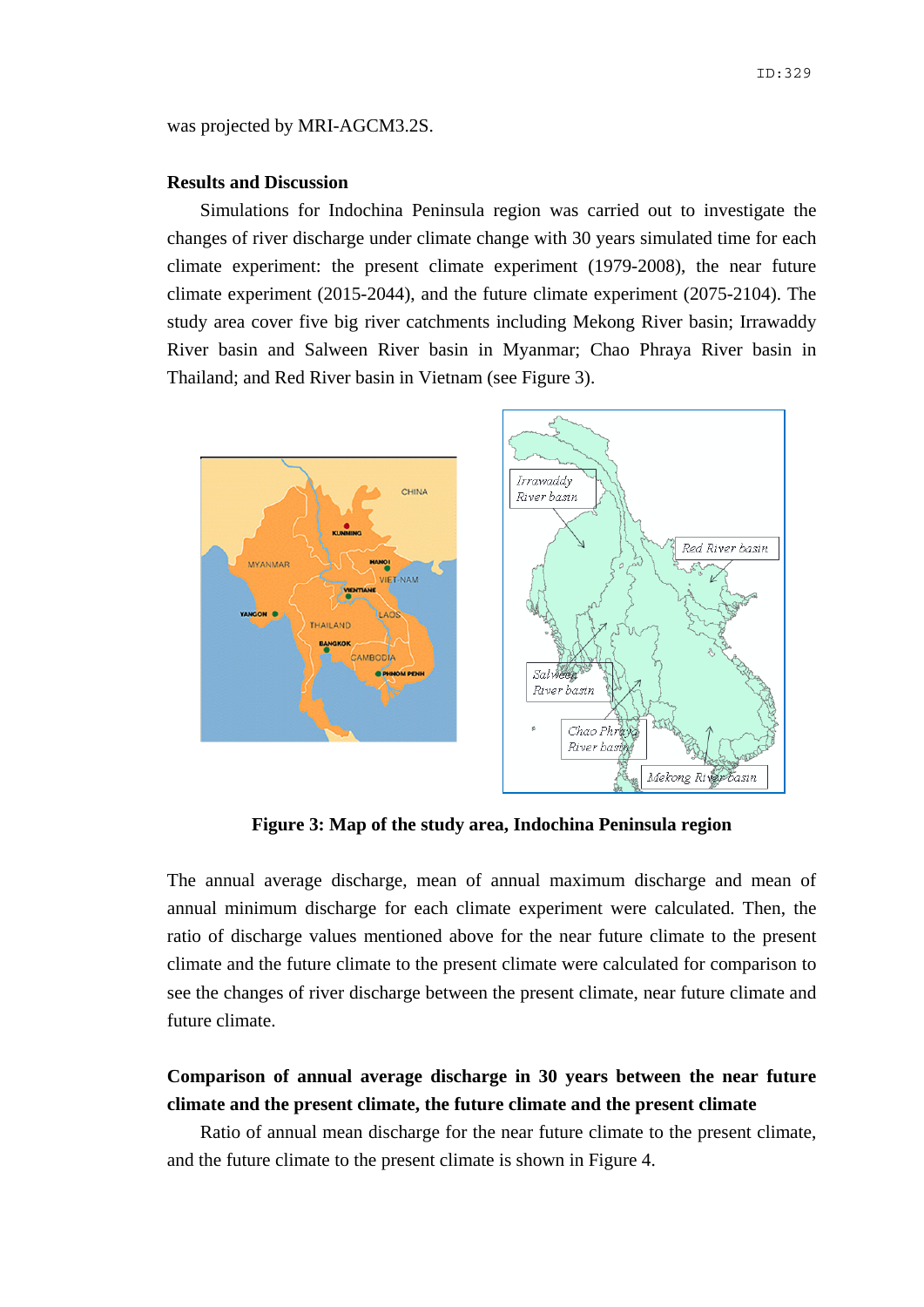was projected by MRI-AGCM3.2S.

## Results and Discussion

Simulations for Indochina Peninsula region was carried out to investigate the changes of river discharge under climate change with 30 years simulated time for each climate experiment: the present climate experiment (1979-2008), the near future climate experiment (2015-2044), and the future climate experiment (2075-2104). The study area cover five big river catchments including Mekong River basin; Irrawaddy River basin and Salween River basin in Myanmar; Chao Phraya River basin in Thailand; and Red River basin in Vietnam (see Figure 3).

**Figure 3: Map of the study area, Indochina Peninsula region**

The annual average discharge, mean of annual maximum discharge and mean of annual minimum discharge for each climate experiment were calculated. Then, the ratio of discharge values mentioned above for the near future climate to the present climate and the future climate to the present climate were calculated for comparison to see the changes of river discharge between the present climate, near future climate and future climate.

### Comparison of annual average discharge in 30 years between the near future climate and the present climate, the future climate and the present climate

Ratio of annual mean discharge for the near future climate to the present climate, and the future climate to the present climate is shown in Figure 4.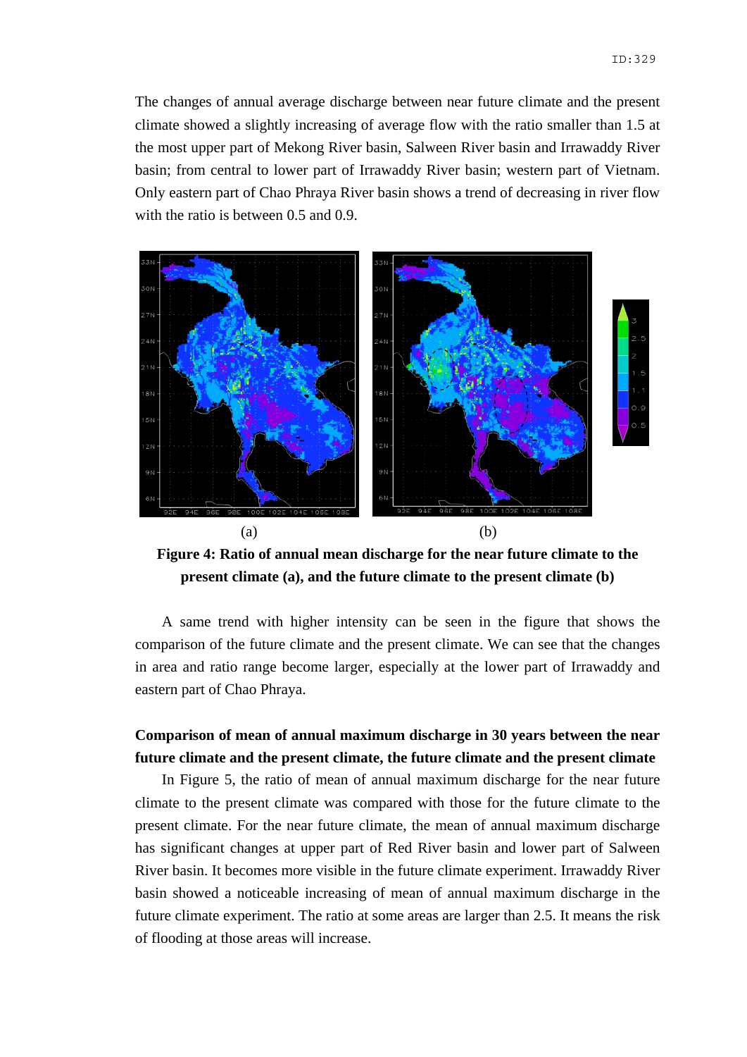The changes of annual average discharge between near future climate and the present climate showed a slightly increasing of average flow with the ratio smaller than 1.5 at the most upper part of Mekong River basin, Salween River basin and Irrawaddy River basin; from central to lower part of Irrawaddy River basin; western part of Vietnam. Only eastern part of Chao Phraya River basin shows a trend of decreasing in river flow with the ratio is between 0.5 and 0.9.

(a) (b)

**Figure 4: Ratio of annual mean discharge for the near future climate to the present climate (a), and the future climate to the present climate (b)**

A same trend with higher intensity can be seen in the figure that shows the comparison of the future climate and the present climate. We can see that the changes in area and ratio range become larger, especially at the lower part of Irrawaddy and eastern part of Chao Phraya.

**Comparison of mean of annual maximum discharge in 30 years between the near future climate and the present climate, the future climate and the present climate**

In Figure 5, the ratio of mean of annual maximum discharge for the near future climate to the present climate was compared with those for the future climate to the present climate. For the near future climate, the mean of annual maximum discharge has significant changes at upper part of Red River basin and lower part of Salween River basin. It becomes more visible in the future climate experiment. Irrawaddy River basin showed a noticeable increasing of mean of annual maximum discharge in the future climate experiment. The ratio at some areas are larger than 2.5. It means the risk of flooding at those areas will increase.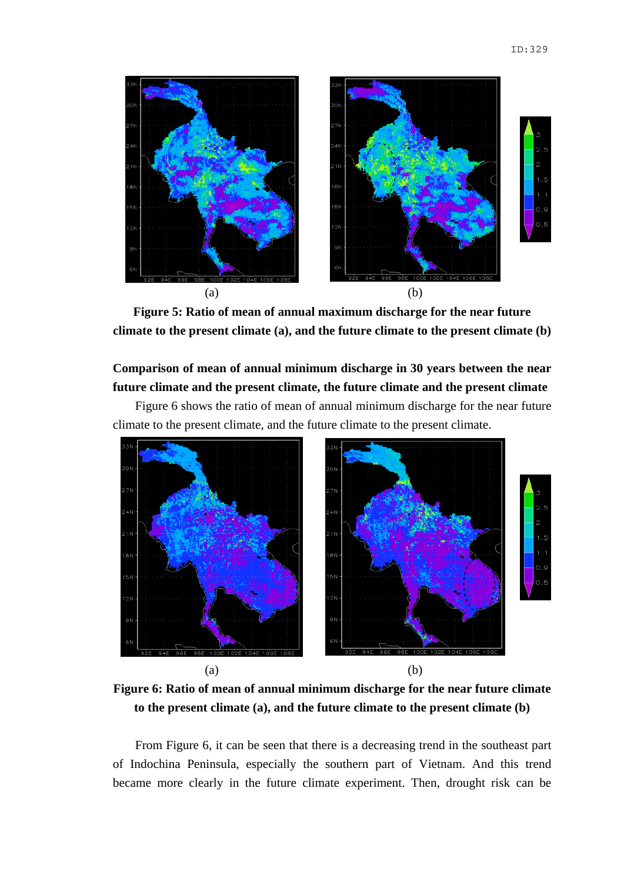(a) (b)

**Figure 5: Ratio of mean of annual maximum discharge for the near future climate to the present climate (a), and the future climate to the present climate (b)**

**Comparison of mean of annual minimum discharge in 30 years between the near future climate and the present climate, the future climate and the present climate**

Figure 6 shows the ratio of mean of annual minimum discharge for the near future climate to the present climate, and the future climate to the present climate.

(a) (b)

**Figure 6: Ratio of mean of annual minimum discharge for the near future climate to the present climate (a), and the future climate to the present climate (b)**

From Figure 6, it can be seen that there is a decreasing trend in the southeast part of Indochina Peninsula, especially the southern part of Vietnam. And this trend became more clearly in the future climate experiment. Then, drought risk can be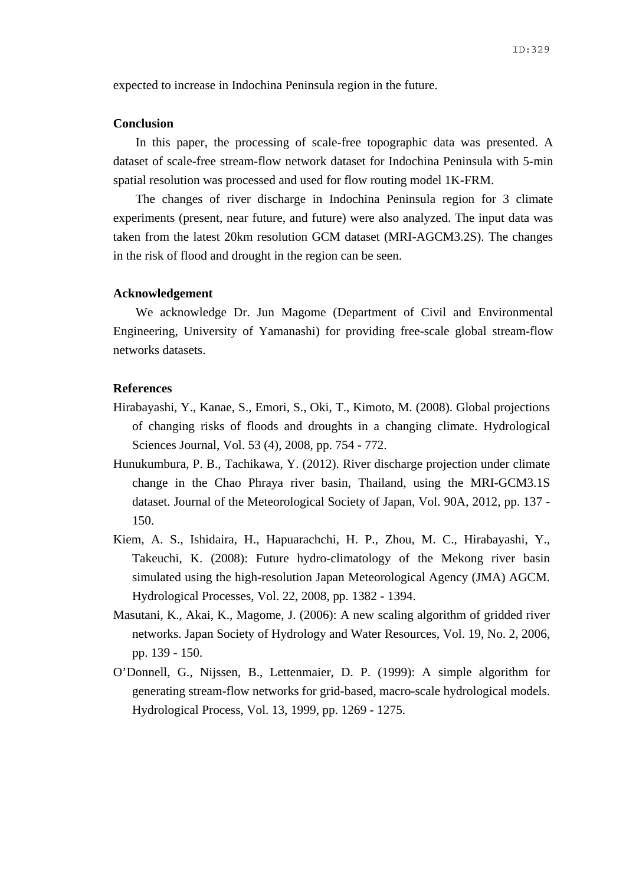expected to increase in Indochina Peninsula region in the future.

## Conclusion

In this paper, the processing of scale-free topographic data was presented. A dataset of scale-free stream-flow network dataset for Indochina Peninsula with 5-min spatial resolution was processed and used for flow routing model 1K-FRM.

The changes of river discharge in Indochina Peninsula region for 3 climate experiments (present, near future, and future) were also analyzed. The input data was taken from the latest 20km resolution GCM dataset (MRI-AGCM3.2S). The changes in the risk of flood and drought in the region can be seen.

## Acknowledgement

We acknowledge Dr. Jun Magome (Department of Civil and Environmental Engineering, University of Yamanashi) for providing free-scale global stream-flow networks datasets.

## References

Hirabayashi, Y., Kanae, S., Emori, S., Oki, T., Kimoto, M. (2008). Global projections of changing risks of floods and droughts in a changing climate. Hydrological Sciences Journal, Vol. 53 (4), 2008, pp. 754 - 772.

Hunukumbura, P. B., Tachikawa, Y. (2012). River discharge projection under climate change in the Chao Phraya river basin, Thailand, using the MRI-GCM3.1S dataset. Journal of the Meteorological Society of Japan, Vol. 90A, 2012, pp. 137 - 150.

Kiem, A. S., Ishidaira, H., Hapuarachchi, H. P., Zhou, M. C., Hirabayashi, Y., Takeuchi, K. (2008): Future hydro-climatology of the Mekong river basin simulated using the high-resolution Japan Meteorological Agency (JMA) AGCM. Hydrological Processes, Vol. 22, 2008, pp. 1382 - 1394.

Masutani, K., Akai, K., Magome, J. (2006): A new scaling algorithm of gridded river networks. Japan Society of Hydrology and Water Resources, Vol. 19, No. 2, 2006, pp. 139 - 150.

O'Donnell, G., Nijssen, B., Lettenmaier, D. P. (1999): A simple algorithm for generating stream-flow networks for grid-based, macro-scale hydrological models. Hydrological Process, Vol. 13, 1999, pp. 1269 - 1275.